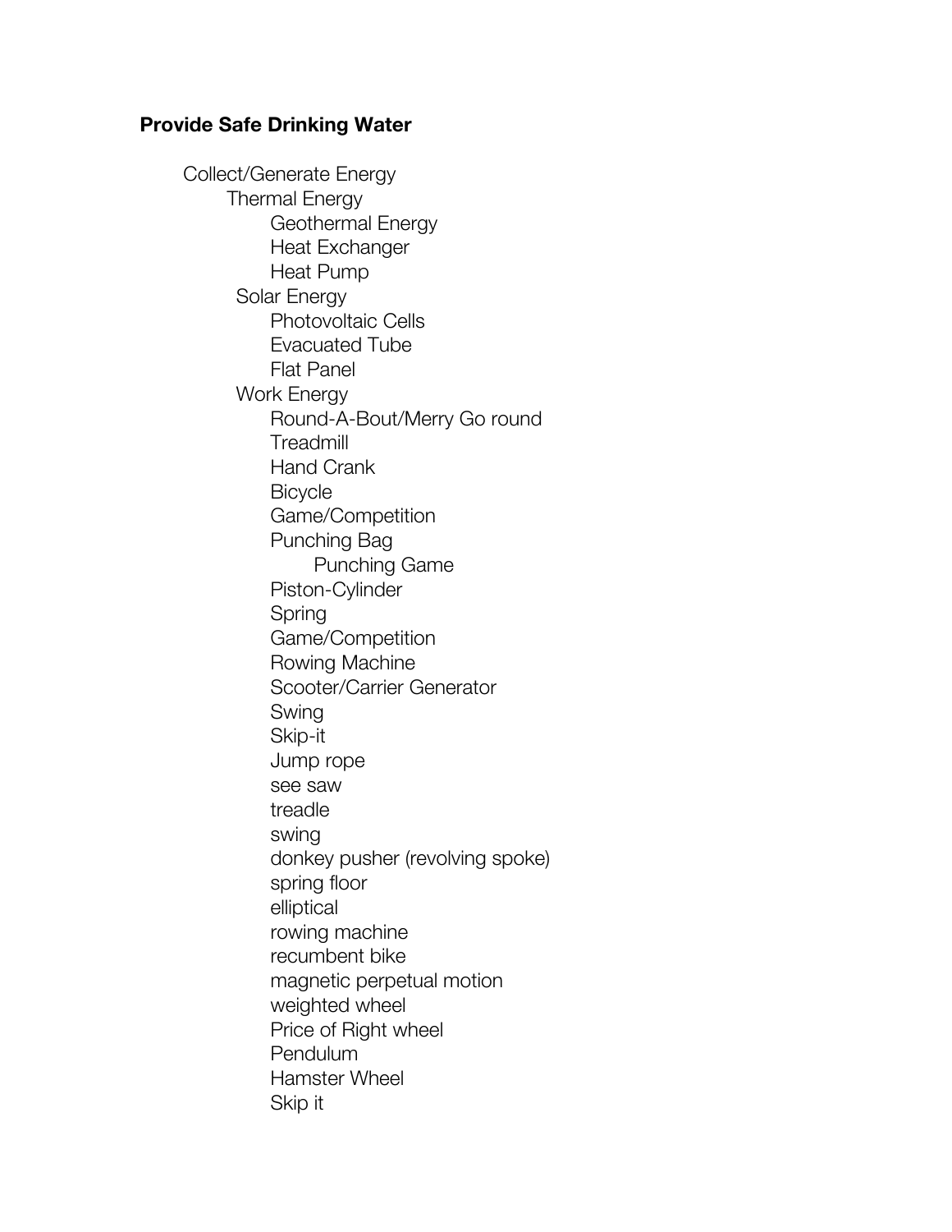**Provide Safe Drinking Water**

- Collect/Generate Energy
  - Thermal Energy
    - Geothermal Energy
    - Heat Exchanger
    - Heat Pump
  - Solar Energy
    - Photovoltaic Cells
    - Evacuated Tube
    - Flat Panel
  - Work Energy
    - Round-A-Bout/Merry Go round
    - Treadmill
    - Hand Crank
    - Bicycle
    - Game/Competition
    - Punching Bag
      - Punching Game
    - Piston-Cylinder
    - Spring
    - Game/Competition
    - Rowing Machine
    - Scooter/Carrier Generator
    - Swing
    - Skip-it
    - Jump rope
    - see saw
    - treadle
    - swing
    - donkey pusher (revolving spoke)
    - spring floor
    - elliptical
    - rowing machine
    - recumbent bike
    - magnetic perpetual motion
    - weighted wheel
    - Price of Right wheel
    - Pendulum
    - Hamster Wheel
    - Skip it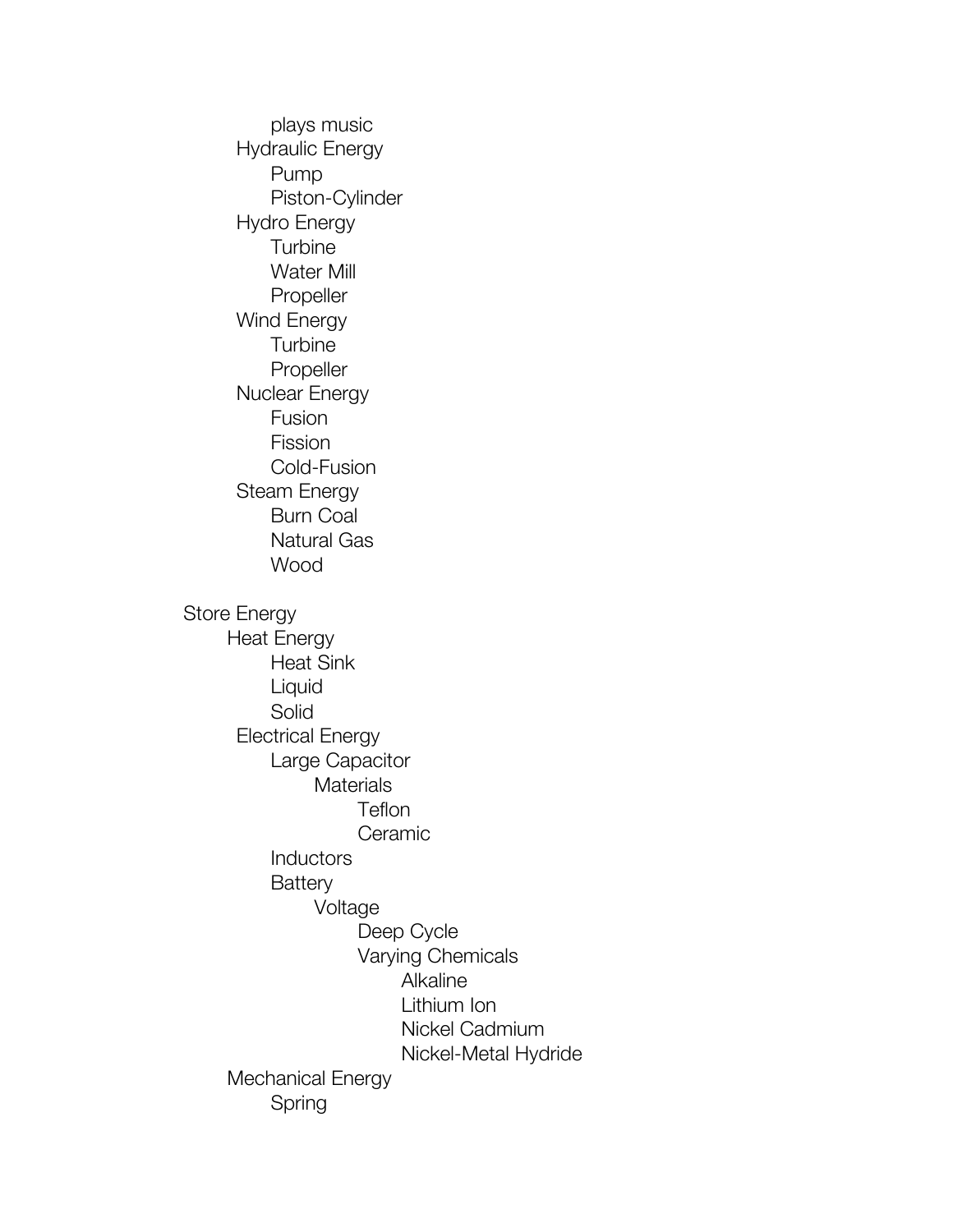- plays music
- Hydraulic Energy
  - Pump
  - Piston-Cylinder
- Hydro Energy
  - Turbine
  - Water Mill
  - Propeller
- Wind Energy
  - Turbine
  - Propeller
- Nuclear Energy
  - Fusion
  - Fission
  - Cold-Fusion
- Steam Energy
  - Burn Coal
  - Natural Gas
  - Wood

- Store Energy
  - Heat Energy
    - Heat Sink
    - Liquid
    - Solid
  - Electrical Energy
    - Large Capacitor
      - Materials
        - Teflon
        - Ceramic
    - Inductors
    - Battery
      - Voltage
        - Deep Cycle
        - Varying Chemicals
          - Alkaline
          - Lithium Ion
          - Nickel Cadmium
          - Nickel-Metal Hydride
  - Mechanical Energy
    - Spring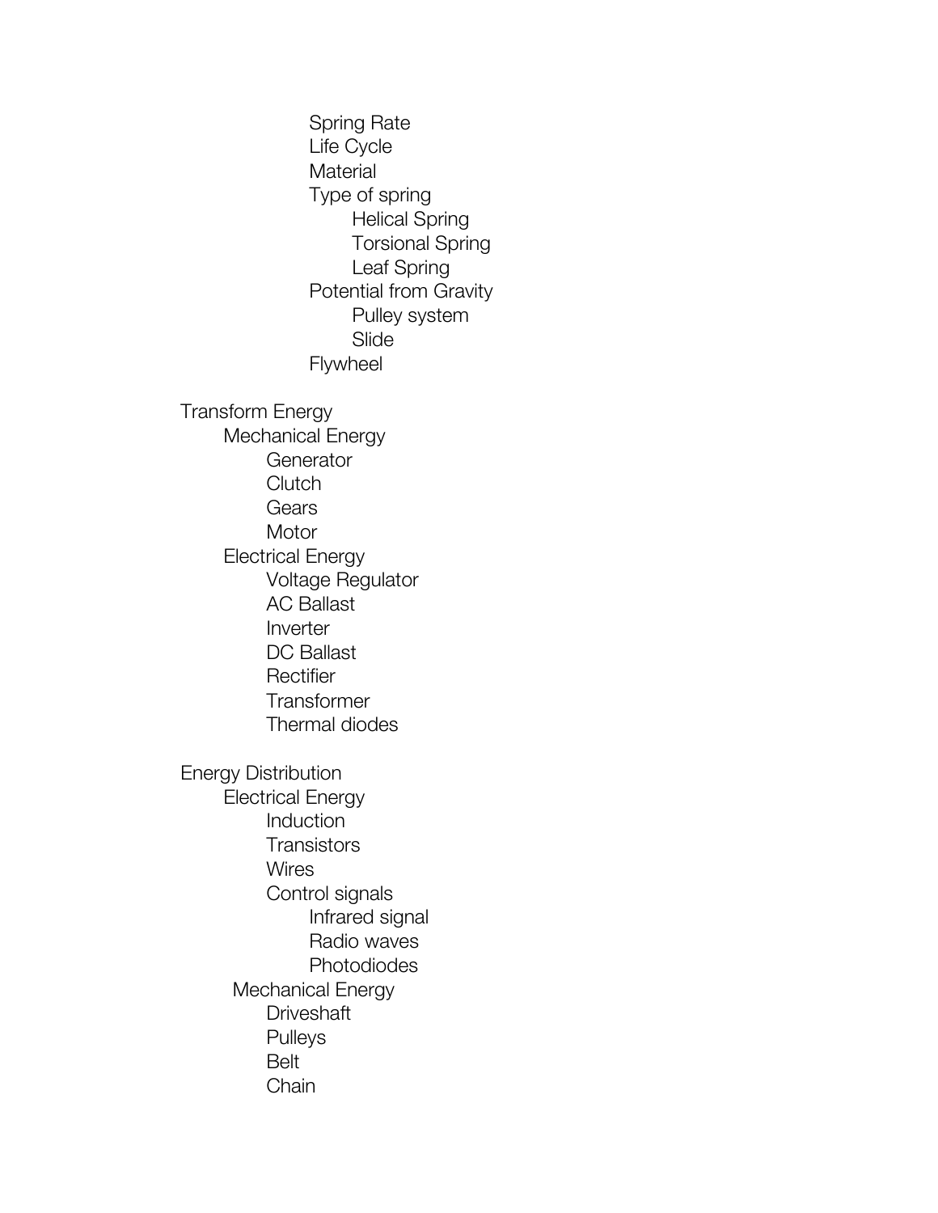- Spring Rate
- Life Cycle
- Material
- Type of spring
  - Helical Spring
  - Torsional Spring
  - Leaf Spring
- Potential from Gravity
  - Pulley system
  - Slide
- Flywheel

Transform Energy

- Mechanical Energy
  - Generator
  - Clutch
  - Gears
  - Motor
- Electrical Energy
  - Voltage Regulator
  - AC Ballast
  - Inverter
  - DC Ballast
  - Rectifier
  - Transformer
  - Thermal diodes

Energy Distribution

- Electrical Energy
  - Induction
  - Transistors
  - Wires
  - Control signals
    - Infrared signal
    - Radio waves
    - Photodiodes
- Mechanical Energy
  - Driveshaft
  - Pulleys
  - Belt
  - Chain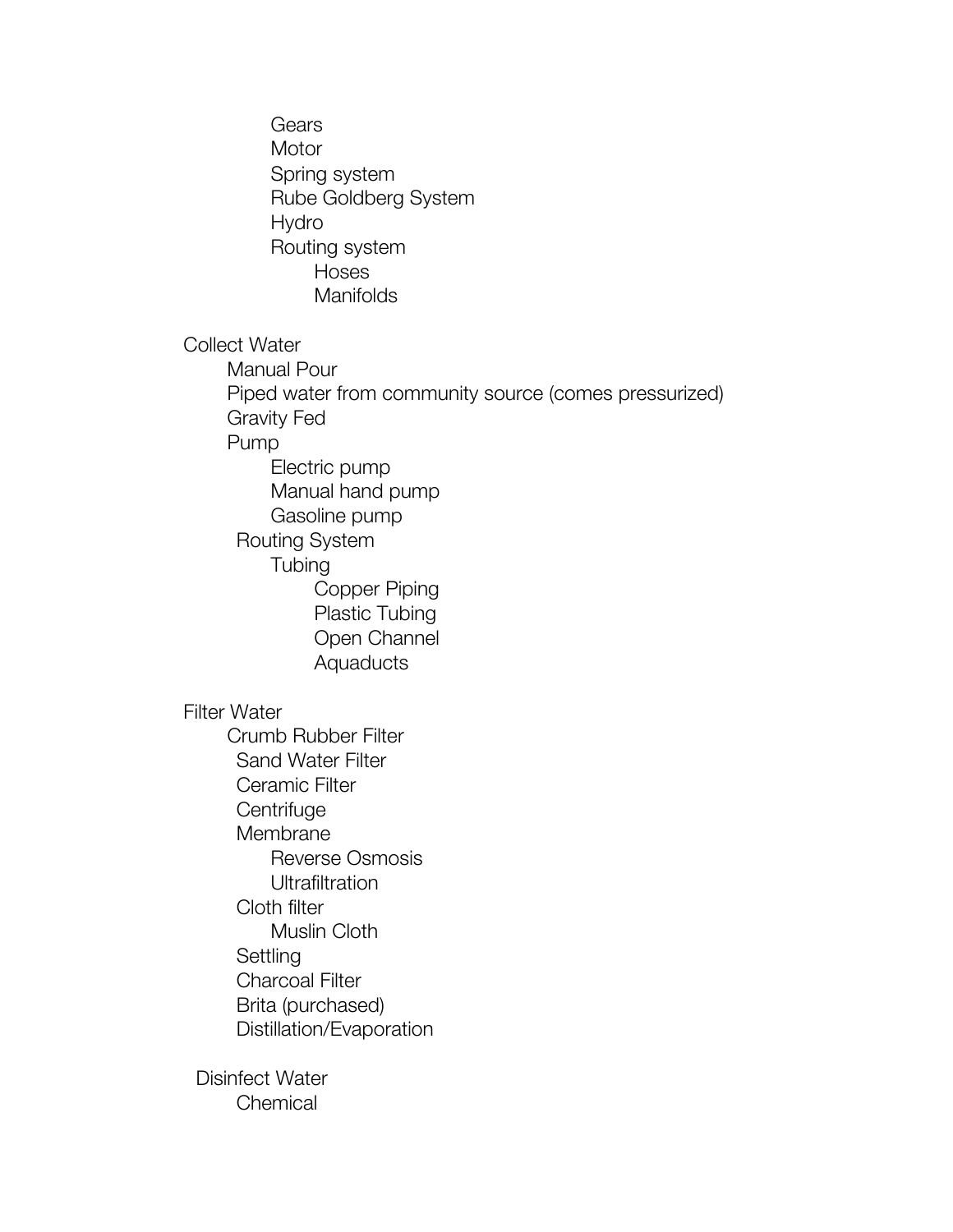- Gears
- Motor
- Spring system
- Rube Goldberg System
- Hydro
- Routing system
  - Hoses
  - Manifolds

Collect Water
- Manual Pour
- Piped water from community source (comes pressurized)
- Gravity Fed
- Pump
  - Electric pump
  - Manual hand pump
  - Gasoline pump
- Routing System
  - Tubing
    - Copper Piping
    - Plastic Tubing
    - Open Channel
    - Aquaducts

Filter Water
- Crumb Rubber Filter
- Sand Water Filter
- Ceramic Filter
- Centrifuge
- Membrane
  - Reverse Osmosis
  - Ultrafiltration
- Cloth filter
  - Muslin Cloth
- Settling
- Charcoal Filter
- Brita (purchased)
- Distillation/Evaporation

Disinfect Water
- Chemical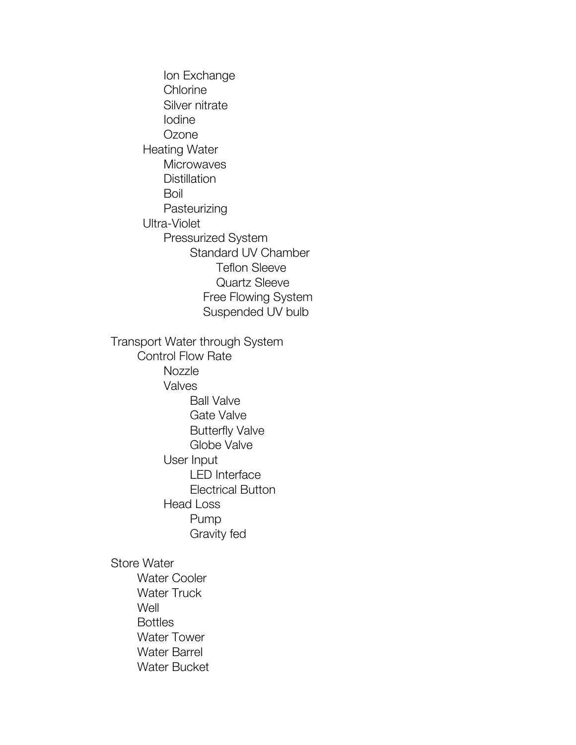- Ion Exchange
- Chlorine
- Silver nitrate
- Iodine
- Ozone

Heating Water
- Microwaves
- Distillation
- Boil
- Pasteurizing

Ultra-Violet
- Pressurized System
  - Standard UV Chamber
    - Teflon Sleeve
    - Quartz Sleeve
  - Free Flowing System
  - Suspended UV bulb

Transport Water through System
- Control Flow Rate
  - Nozzle
  - Valves
    - Ball Valve
    - Gate Valve
    - Butterfly Valve
    - Globe Valve
  - User Input
    - LED Interface
    - Electrical Button
  - Head Loss
    - Pump
    - Gravity fed

Store Water
- Water Cooler
- Water Truck
- Well
- Bottles
- Water Tower
- Water Barrel
- Water Bucket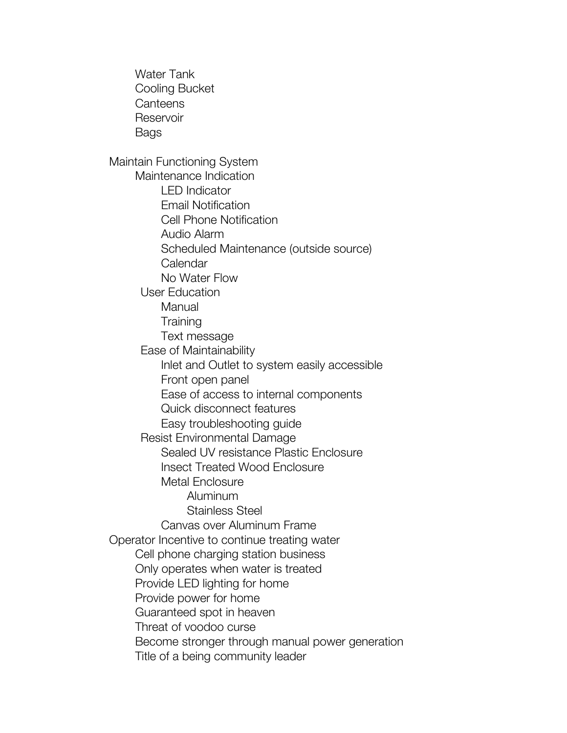- Water Tank
- Cooling Bucket
- Canteens
- Reservoir
- Bags

- Maintain Functioning System
  - Maintenance Indication
    - LED Indicator
    - Email Notification
    - Cell Phone Notification
    - Audio Alarm
    - Scheduled Maintenance (outside source)
    - Calendar
    - No Water Flow
  - User Education
    - Manual
    - Training
    - Text message
  - Ease of Maintainability
    - Inlet and Outlet to system easily accessible
    - Front open panel
    - Ease of access to internal components
    - Quick disconnect features
    - Easy troubleshooting guide
  - Resist Environmental Damage
    - Sealed UV resistance Plastic Enclosure
    - Insect Treated Wood Enclosure
    - Metal Enclosure
      - Aluminum
      - Stainless Steel
    - Canvas over Aluminum Frame
- Operator Incentive to continue treating water
  - Cell phone charging station business
  - Only operates when water is treated
  - Provide LED lighting for home
  - Provide power for home
  - Guaranteed spot in heaven
  - Threat of voodoo curse
  - Become stronger through manual power generation
  - Title of a being community leader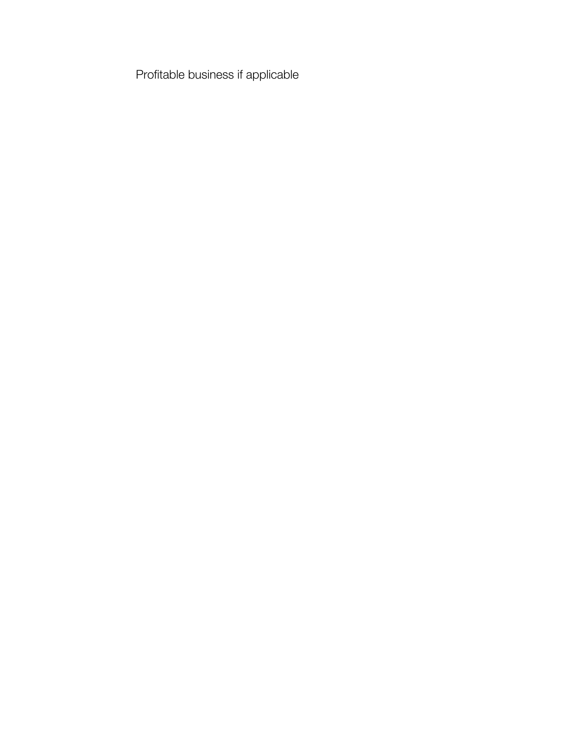Profitable business if applicable